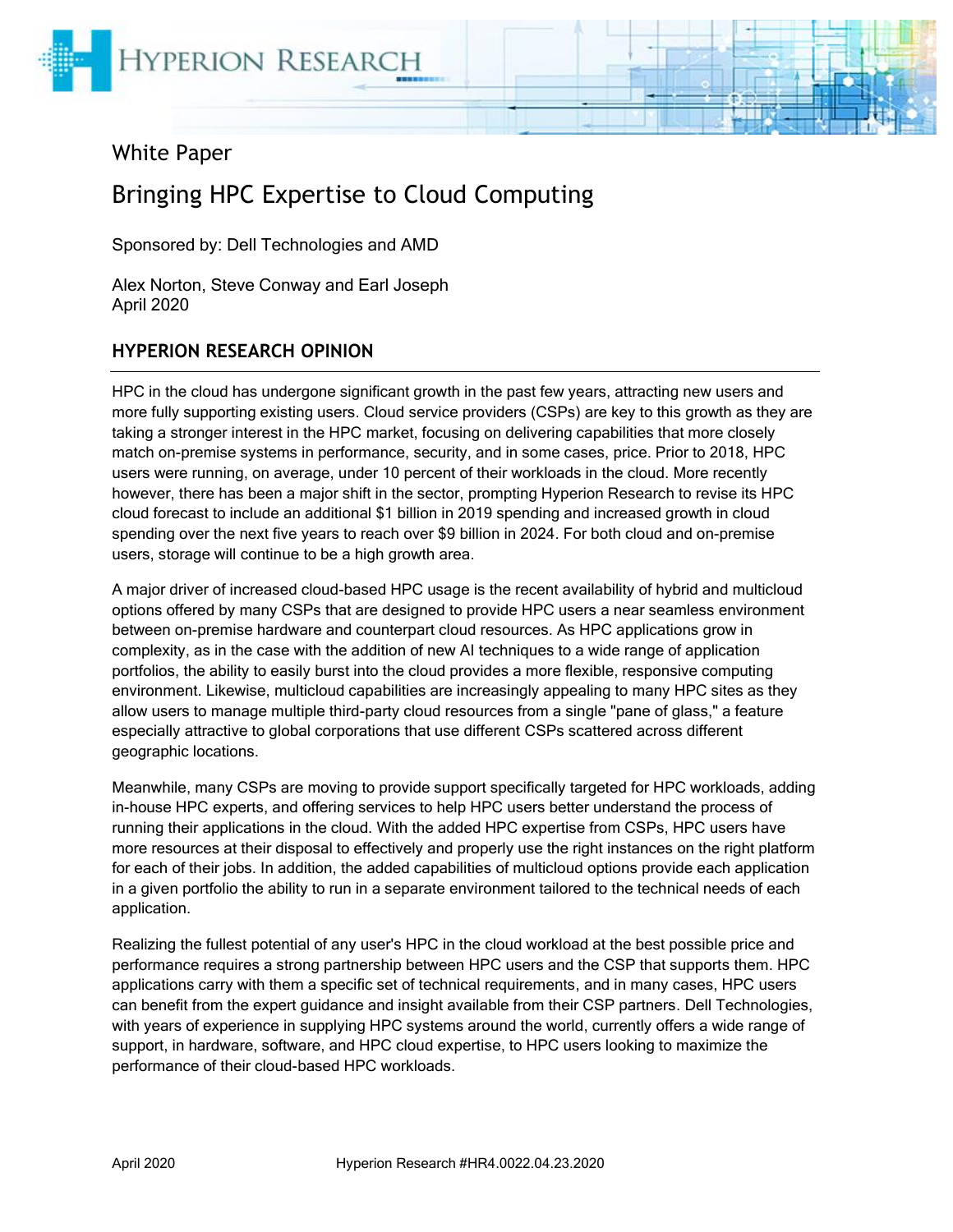White Paper

# Bringing HPC Expertise to Cloud Computing

Sponsored by: Dell Technologies and AMD

Alex Norton, Steve Conway and Earl Joseph
April 2020

## HYPERION RESEARCH OPINION

HPC in the cloud has undergone significant growth in the past few years, attracting new users and more fully supporting existing users. Cloud service providers (CSPs) are key to this growth as they are taking a stronger interest in the HPC market, focusing on delivering capabilities that more closely match on-premise systems in performance, security, and in some cases, price. Prior to 2018, HPC users were running, on average, under 10 percent of their workloads in the cloud. More recently however, there has been a major shift in the sector, prompting Hyperion Research to revise its HPC cloud forecast to include an additional $1 billion in 2019 spending and increased growth in cloud spending over the next five years to reach over $9 billion in 2024. For both cloud and on-premise users, storage will continue to be a high growth area.

A major driver of increased cloud-based HPC usage is the recent availability of hybrid and multicloud options offered by many CSPs that are designed to provide HPC users a near seamless environment between on-premise hardware and counterpart cloud resources. As HPC applications grow in complexity, as in the case with the addition of new AI techniques to a wide range of application portfolios, the ability to easily burst into the cloud provides a more flexible, responsive computing environment. Likewise, multicloud capabilities are increasingly appealing to many HPC sites as they allow users to manage multiple third-party cloud resources from a single "pane of glass," a feature especially attractive to global corporations that use different CSPs scattered across different geographic locations.

Meanwhile, many CSPs are moving to provide support specifically targeted for HPC workloads, adding in-house HPC experts, and offering services to help HPC users better understand the process of running their applications in the cloud. With the added HPC expertise from CSPs, HPC users have more resources at their disposal to effectively and properly use the right instances on the right platform for each of their jobs. In addition, the added capabilities of multicloud options provide each application in a given portfolio the ability to run in a separate environment tailored to the technical needs of each application.

Realizing the fullest potential of any user's HPC in the cloud workload at the best possible price and performance requires a strong partnership between HPC users and the CSP that supports them. HPC applications carry with them a specific set of technical requirements, and in many cases, HPC users can benefit from the expert guidance and insight available from their CSP partners. Dell Technologies, with years of experience in supplying HPC systems around the world, currently offers a wide range of support, in hardware, software, and HPC cloud expertise, to HPC users looking to maximize the performance of their cloud-based HPC workloads.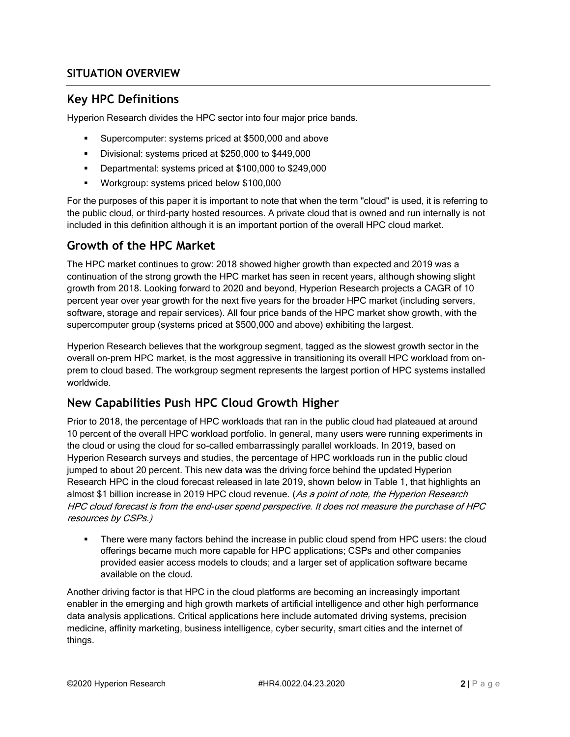# SITUATION OVERVIEW

## Key HPC Definitions

Hyperion Research divides the HPC sector into four major price bands.

- Supercomputer: systems priced at $500,000 and above
- Divisional: systems priced at $250,000 to $449,000
- Departmental: systems priced at $100,000 to $249,000
- Workgroup: systems priced below $100,000

For the purposes of this paper it is important to note that when the term "cloud" is used, it is referring to the public cloud, or third-party hosted resources. A private cloud that is owned and run internally is not included in this definition although it is an important portion of the overall HPC cloud market.

## Growth of the HPC Market

The HPC market continues to grow: 2018 showed higher growth than expected and 2019 was a continuation of the strong growth the HPC market has seen in recent years, although showing slight growth from 2018. Looking forward to 2020 and beyond, Hyperion Research projects a CAGR of 10 percent year over year growth for the next five years for the broader HPC market (including servers, software, storage and repair services). All four price bands of the HPC market show growth, with the supercomputer group (systems priced at $500,000 and above) exhibiting the largest.

Hyperion Research believes that the workgroup segment, tagged as the slowest growth sector in the overall on-prem HPC market, is the most aggressive in transitioning its overall HPC workload from on-prem to cloud based. The workgroup segment represents the largest portion of HPC systems installed worldwide.

## New Capabilities Push HPC Cloud Growth Higher

Prior to 2018, the percentage of HPC workloads that ran in the public cloud had plateaued at around 10 percent of the overall HPC workload portfolio. In general, many users were running experiments in the cloud or using the cloud for so-called embarrassingly parallel workloads. In 2019, based on Hyperion Research surveys and studies, the percentage of HPC workloads run in the public cloud jumped to about 20 percent. This new data was the driving force behind the updated Hyperion Research HPC in the cloud forecast released in late 2019, shown below in Table 1, that highlights an almost $1 billion increase in 2019 HPC cloud revenue. (*As a point of note, the Hyperion Research HPC cloud forecast is from the end-user spend perspective. It does not measure the purchase of HPC resources by CSPs.)*

- There were many factors behind the increase in public cloud spend from HPC users: the cloud offerings became much more capable for HPC applications; CSPs and other companies provided easier access models to clouds; and a larger set of application software became available on the cloud.

Another driving factor is that HPC in the cloud platforms are becoming an increasingly important enabler in the emerging and high growth markets of artificial intelligence and other high performance data analysis applications. Critical applications here include automated driving systems, precision medicine, affinity marketing, business intelligence, cyber security, smart cities and the internet of things.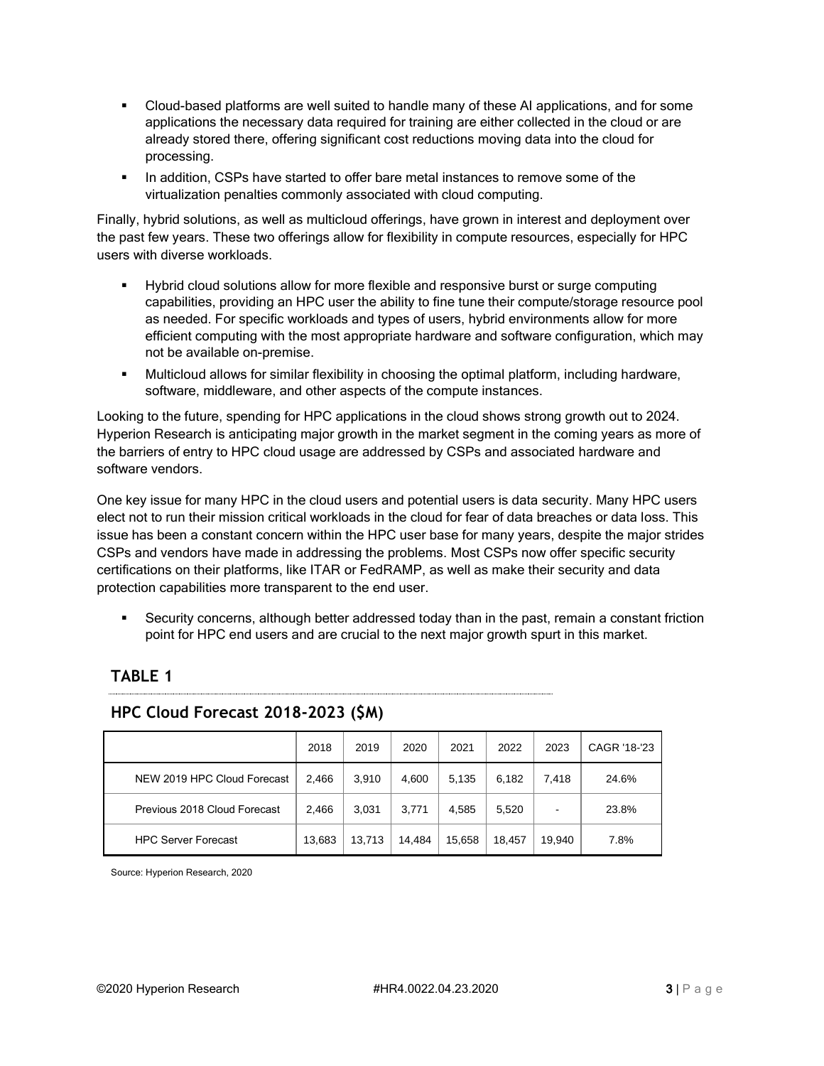- Cloud-based platforms are well suited to handle many of these AI applications, and for some applications the necessary data required for training are either collected in the cloud or are already stored there, offering significant cost reductions moving data into the cloud for processing.
- In addition, CSPs have started to offer bare metal instances to remove some of the virtualization penalties commonly associated with cloud computing.

Finally, hybrid solutions, as well as multicloud offerings, have grown in interest and deployment over the past few years. These two offerings allow for flexibility in compute resources, especially for HPC users with diverse workloads.

- Hybrid cloud solutions allow for more flexible and responsive burst or surge computing capabilities, providing an HPC user the ability to fine tune their compute/storage resource pool as needed. For specific workloads and types of users, hybrid environments allow for more efficient computing with the most appropriate hardware and software configuration, which may not be available on-premise.
- Multicloud allows for similar flexibility in choosing the optimal platform, including hardware, software, middleware, and other aspects of the compute instances.

Looking to the future, spending for HPC applications in the cloud shows strong growth out to 2024. Hyperion Research is anticipating major growth in the market segment in the coming years as more of the barriers of entry to HPC cloud usage are addressed by CSPs and associated hardware and software vendors.

One key issue for many HPC in the cloud users and potential users is data security. Many HPC users elect not to run their mission critical workloads in the cloud for fear of data breaches or data loss. This issue has been a constant concern within the HPC user base for many years, despite the major strides CSPs and vendors have made in addressing the problems. Most CSPs now offer specific security certifications on their platforms, like ITAR or FedRAMP, as well as make their security and data protection capabilities more transparent to the end user.

- Security concerns, although better addressed today than in the past, remain a constant friction point for HPC end users and are crucial to the next major growth spurt in this market.

## TABLE 1

### HPC Cloud Forecast 2018-2023 ($M)

| | 2018 | 2019 | 2020 | 2021 | 2022 | 2023 | CAGR '18-'23 |
|---|---|---|---|---|---|---|---|
| NEW 2019 HPC Cloud Forecast | 2,466 | 3,910 | 4,600 | 5,135 | 6,182 | 7,418 | 24.6% |
| Previous 2018 Cloud Forecast | 2,466 | 3,031 | 3,771 | 4,585 | 5,520 | - | 23.8% |
| HPC Server Forecast | 13,683 | 13,713 | 14,484 | 15,658 | 18,457 | 19,940 | 7.8% |

Source: Hyperion Research, 2020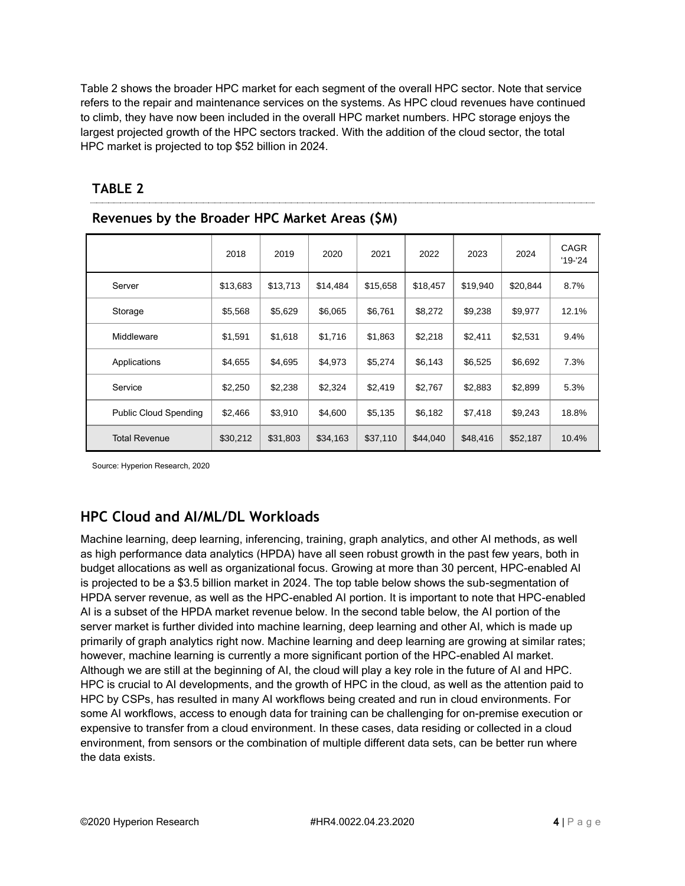Table 2 shows the broader HPC market for each segment of the overall HPC sector. Note that service refers to the repair and maintenance services on the systems. As HPC cloud revenues have continued to climb, they have now been included in the overall HPC market numbers. HPC storage enjoys the largest projected growth of the HPC sectors tracked. With the addition of the cloud sector, the total HPC market is projected to top $52 billion in 2024.

**TABLE 2**

**Revenues by the Broader HPC Market Areas ($M)**

| | 2018 | 2019 | 2020 | 2021 | 2022 | 2023 | 2024 | CAGR '19-'24 |
|---|---|---|---|---|---|---|---|---|
| Server | $13,683 | $13,713 | $14,484 | $15,658 | $18,457 | $19,940 | $20,844 | 8.7% |
| Storage | $5,568 | $5,629 | $6,065 | $6,761 | $8,272 | $9,238 | $9,977 | 12.1% |
| Middleware | $1,591 | $1,618 | $1,716 | $1,863 | $2,218 | $2,411 | $2,531 | 9.4% |
| Applications | $4,655 | $4,695 | $4,973 | $5,274 | $6,143 | $6,525 | $6,692 | 7.3% |
| Service | $2,250 | $2,238 | $2,324 | $2,419 | $2,767 | $2,883 | $2,899 | 5.3% |
| Public Cloud Spending | $2,466 | $3,910 | $4,600 | $5,135 | $6,182 | $7,418 | $9,243 | 18.8% |
| Total Revenue | $30,212 | $31,803 | $34,163 | $37,110 | $44,040 | $48,416 | $52,187 | 10.4% |

Source: Hyperion Research, 2020

## HPC Cloud and AI/ML/DL Workloads

Machine learning, deep learning, inferencing, training, graph analytics, and other AI methods, as well as high performance data analytics (HPDA) have all seen robust growth in the past few years, both in budget allocations as well as organizational focus. Growing at more than 30 percent, HPC-enabled AI is projected to be a $3.5 billion market in 2024. The top table below shows the sub-segmentation of HPDA server revenue, as well as the HPC-enabled AI portion. It is important to note that HPC-enabled AI is a subset of the HPDA market revenue below. In the second table below, the AI portion of the server market is further divided into machine learning, deep learning and other AI, which is made up primarily of graph analytics right now. Machine learning and deep learning are growing at similar rates; however, machine learning is currently a more significant portion of the HPC-enabled AI market. Although we are still at the beginning of AI, the cloud will play a key role in the future of AI and HPC. HPC is crucial to AI developments, and the growth of HPC in the cloud, as well as the attention paid to HPC by CSPs, has resulted in many AI workflows being created and run in cloud environments. For some AI workflows, access to enough data for training can be challenging for on-premise execution or expensive to transfer from a cloud environment. In these cases, data residing or collected in a cloud environment, from sensors or the combination of multiple different data sets, can be better run where the data exists.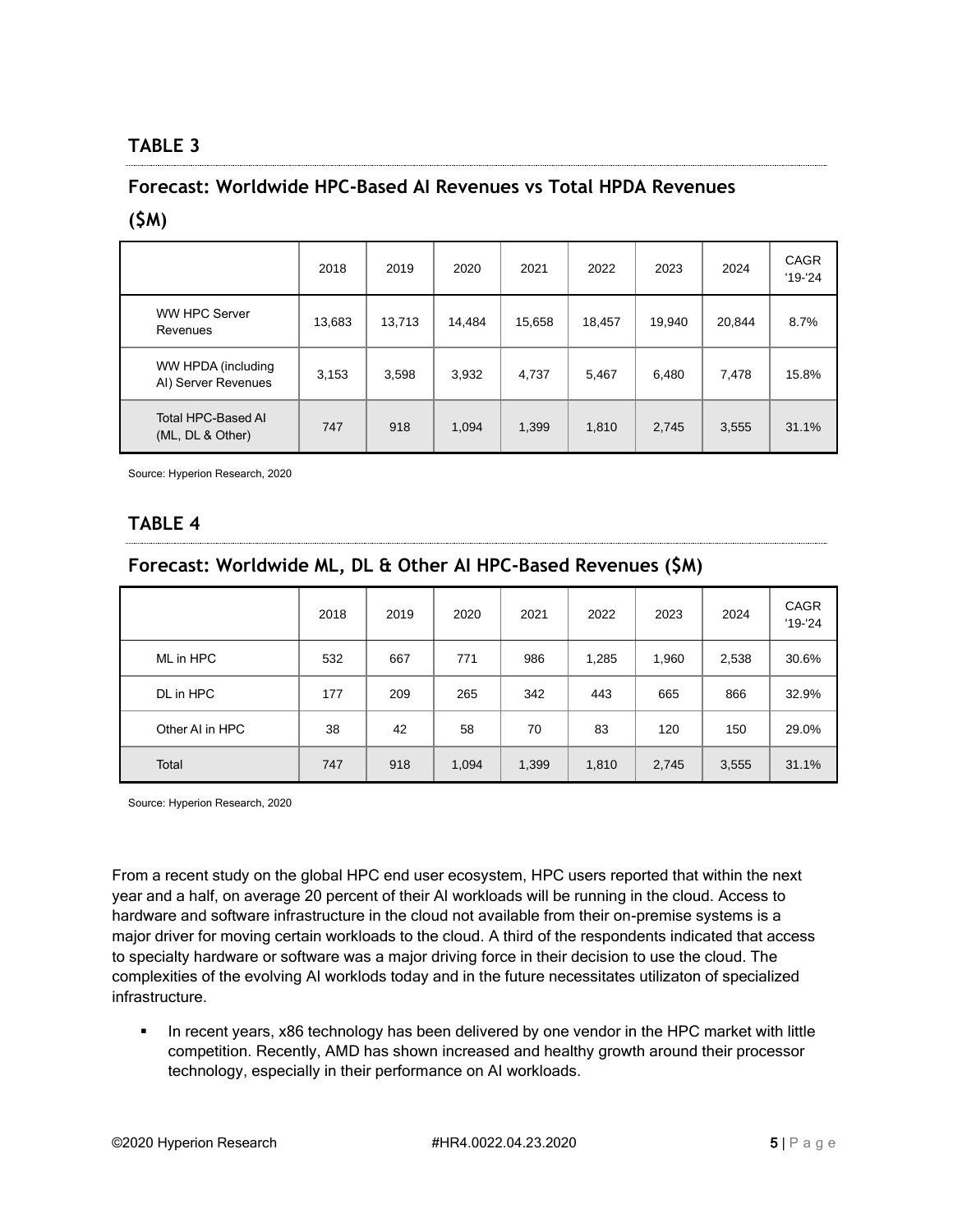## TABLE 3

### Forecast: Worldwide HPC-Based AI Revenues vs Total HPDA Revenues ($M)

| | 2018 | 2019 | 2020 | 2021 | 2022 | 2023 | 2024 | CAGR '19-'24 |
|---|---|---|---|---|---|---|---|---|
| WW HPC Server Revenues | 13,683 | 13,713 | 14,484 | 15,658 | 18,457 | 19,940 | 20,844 | 8.7% |
| WW HPDA (including AI) Server Revenues | 3,153 | 3,598 | 3,932 | 4,737 | 5,467 | 6,480 | 7,478 | 15.8% |
| Total HPC-Based AI (ML, DL & Other) | 747 | 918 | 1,094 | 1,399 | 1,810 | 2,745 | 3,555 | 31.1% |

Source: Hyperion Research, 2020

## TABLE 4

### Forecast: Worldwide ML, DL & Other AI HPC-Based Revenues ($M)

| | 2018 | 2019 | 2020 | 2021 | 2022 | 2023 | 2024 | CAGR '19-'24 |
|---|---|---|---|---|---|---|---|---|
| ML in HPC | 532 | 667 | 771 | 986 | 1,285 | 1,960 | 2,538 | 30.6% |
| DL in HPC | 177 | 209 | 265 | 342 | 443 | 665 | 866 | 32.9% |
| Other AI in HPC | 38 | 42 | 58 | 70 | 83 | 120 | 150 | 29.0% |
| Total | 747 | 918 | 1,094 | 1,399 | 1,810 | 2,745 | 3,555 | 31.1% |

Source: Hyperion Research, 2020

From a recent study on the global HPC end user ecosystem, HPC users reported that within the next year and a half, on average 20 percent of their AI workloads will be running in the cloud. Access to hardware and software infrastructure in the cloud not available from their on-premise systems is a major driver for moving certain workloads to the cloud. A third of the respondents indicated that access to specialty hardware or software was a major driving force in their decision to use the cloud. The complexities of the evolving AI worklods today and in the future necessitates utilizaton of specialized infrastructure.

- In recent years, x86 technology has been delivered by one vendor in the HPC market with little competition. Recently, AMD has shown increased and healthy growth around their processor technology, especially in their performance on AI workloads.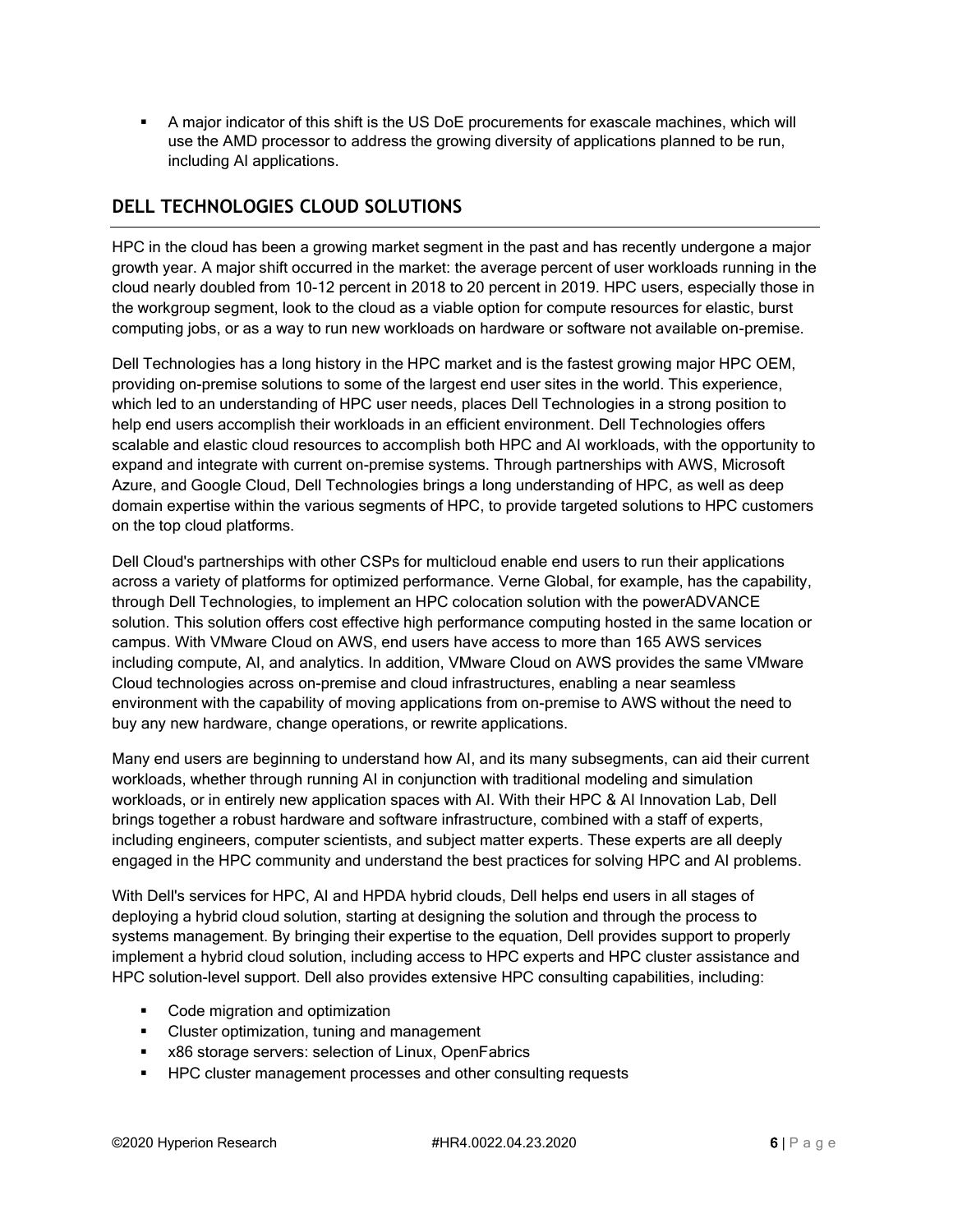- A major indicator of this shift is the US DoE procurements for exascale machines, which will use the AMD processor to address the growing diversity of applications planned to be run, including AI applications.

## DELL TECHNOLOGIES CLOUD SOLUTIONS

HPC in the cloud has been a growing market segment in the past and has recently undergone a major growth year. A major shift occurred in the market: the average percent of user workloads running in the cloud nearly doubled from 10-12 percent in 2018 to 20 percent in 2019. HPC users, especially those in the workgroup segment, look to the cloud as a viable option for compute resources for elastic, burst computing jobs, or as a way to run new workloads on hardware or software not available on-premise.

Dell Technologies has a long history in the HPC market and is the fastest growing major HPC OEM, providing on-premise solutions to some of the largest end user sites in the world. This experience, which led to an understanding of HPC user needs, places Dell Technologies in a strong position to help end users accomplish their workloads in an efficient environment. Dell Technologies offers scalable and elastic cloud resources to accomplish both HPC and AI workloads, with the opportunity to expand and integrate with current on-premise systems. Through partnerships with AWS, Microsoft Azure, and Google Cloud, Dell Technologies brings a long understanding of HPC, as well as deep domain expertise within the various segments of HPC, to provide targeted solutions to HPC customers on the top cloud platforms.

Dell Cloud's partnerships with other CSPs for multicloud enable end users to run their applications across a variety of platforms for optimized performance. Verne Global, for example, has the capability, through Dell Technologies, to implement an HPC colocation solution with the powerADVANCE solution. This solution offers cost effective high performance computing hosted in the same location or campus. With VMware Cloud on AWS, end users have access to more than 165 AWS services including compute, AI, and analytics. In addition, VMware Cloud on AWS provides the same VMware Cloud technologies across on-premise and cloud infrastructures, enabling a near seamless environment with the capability of moving applications from on-premise to AWS without the need to buy any new hardware, change operations, or rewrite applications.

Many end users are beginning to understand how AI, and its many subsegments, can aid their current workloads, whether through running AI in conjunction with traditional modeling and simulation workloads, or in entirely new application spaces with AI. With their HPC & AI Innovation Lab, Dell brings together a robust hardware and software infrastructure, combined with a staff of experts, including engineers, computer scientists, and subject matter experts. These experts are all deeply engaged in the HPC community and understand the best practices for solving HPC and AI problems.

With Dell's services for HPC, AI and HPDA hybrid clouds, Dell helps end users in all stages of deploying a hybrid cloud solution, starting at designing the solution and through the process to systems management. By bringing their expertise to the equation, Dell provides support to properly implement a hybrid cloud solution, including access to HPC experts and HPC cluster assistance and HPC solution-level support. Dell also provides extensive HPC consulting capabilities, including:

- Code migration and optimization
- Cluster optimization, tuning and management
- x86 storage servers: selection of Linux, OpenFabrics
- HPC cluster management processes and other consulting requests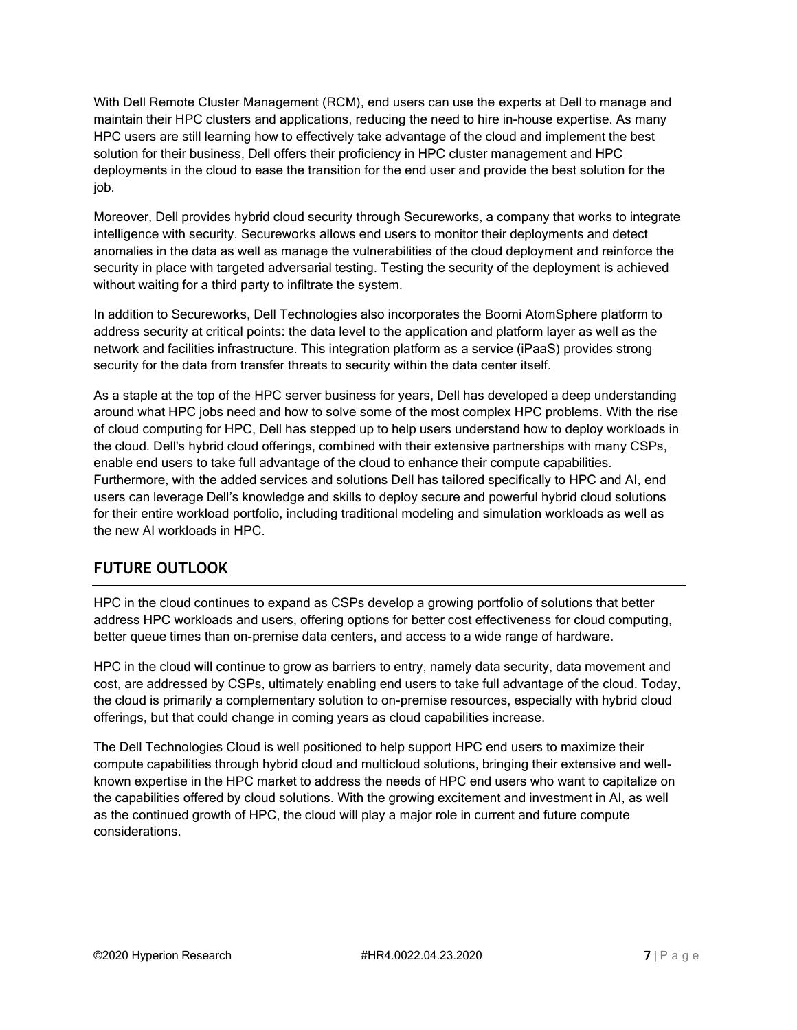With Dell Remote Cluster Management (RCM), end users can use the experts at Dell to manage and maintain their HPC clusters and applications, reducing the need to hire in-house expertise. As many HPC users are still learning how to effectively take advantage of the cloud and implement the best solution for their business, Dell offers their proficiency in HPC cluster management and HPC deployments in the cloud to ease the transition for the end user and provide the best solution for the job.

Moreover, Dell provides hybrid cloud security through Secureworks, a company that works to integrate intelligence with security. Secureworks allows end users to monitor their deployments and detect anomalies in the data as well as manage the vulnerabilities of the cloud deployment and reinforce the security in place with targeted adversarial testing. Testing the security of the deployment is achieved without waiting for a third party to infiltrate the system.

In addition to Secureworks, Dell Technologies also incorporates the Boomi AtomSphere platform to address security at critical points: the data level to the application and platform layer as well as the network and facilities infrastructure. This integration platform as a service (iPaaS) provides strong security for the data from transfer threats to security within the data center itself.

As a staple at the top of the HPC server business for years, Dell has developed a deep understanding around what HPC jobs need and how to solve some of the most complex HPC problems. With the rise of cloud computing for HPC, Dell has stepped up to help users understand how to deploy workloads in the cloud. Dell's hybrid cloud offerings, combined with their extensive partnerships with many CSPs, enable end users to take full advantage of the cloud to enhance their compute capabilities. Furthermore, with the added services and solutions Dell has tailored specifically to HPC and AI, end users can leverage Dell's knowledge and skills to deploy secure and powerful hybrid cloud solutions for their entire workload portfolio, including traditional modeling and simulation workloads as well as the new AI workloads in HPC.

## FUTURE OUTLOOK

HPC in the cloud continues to expand as CSPs develop a growing portfolio of solutions that better address HPC workloads and users, offering options for better cost effectiveness for cloud computing, better queue times than on-premise data centers, and access to a wide range of hardware.

HPC in the cloud will continue to grow as barriers to entry, namely data security, data movement and cost, are addressed by CSPs, ultimately enabling end users to take full advantage of the cloud. Today, the cloud is primarily a complementary solution to on-premise resources, especially with hybrid cloud offerings, but that could change in coming years as cloud capabilities increase.

The Dell Technologies Cloud is well positioned to help support HPC end users to maximize their compute capabilities through hybrid cloud and multicloud solutions, bringing their extensive and well-known expertise in the HPC market to address the needs of HPC end users who want to capitalize on the capabilities offered by cloud solutions. With the growing excitement and investment in AI, as well as the continued growth of HPC, the cloud will play a major role in current and future compute considerations.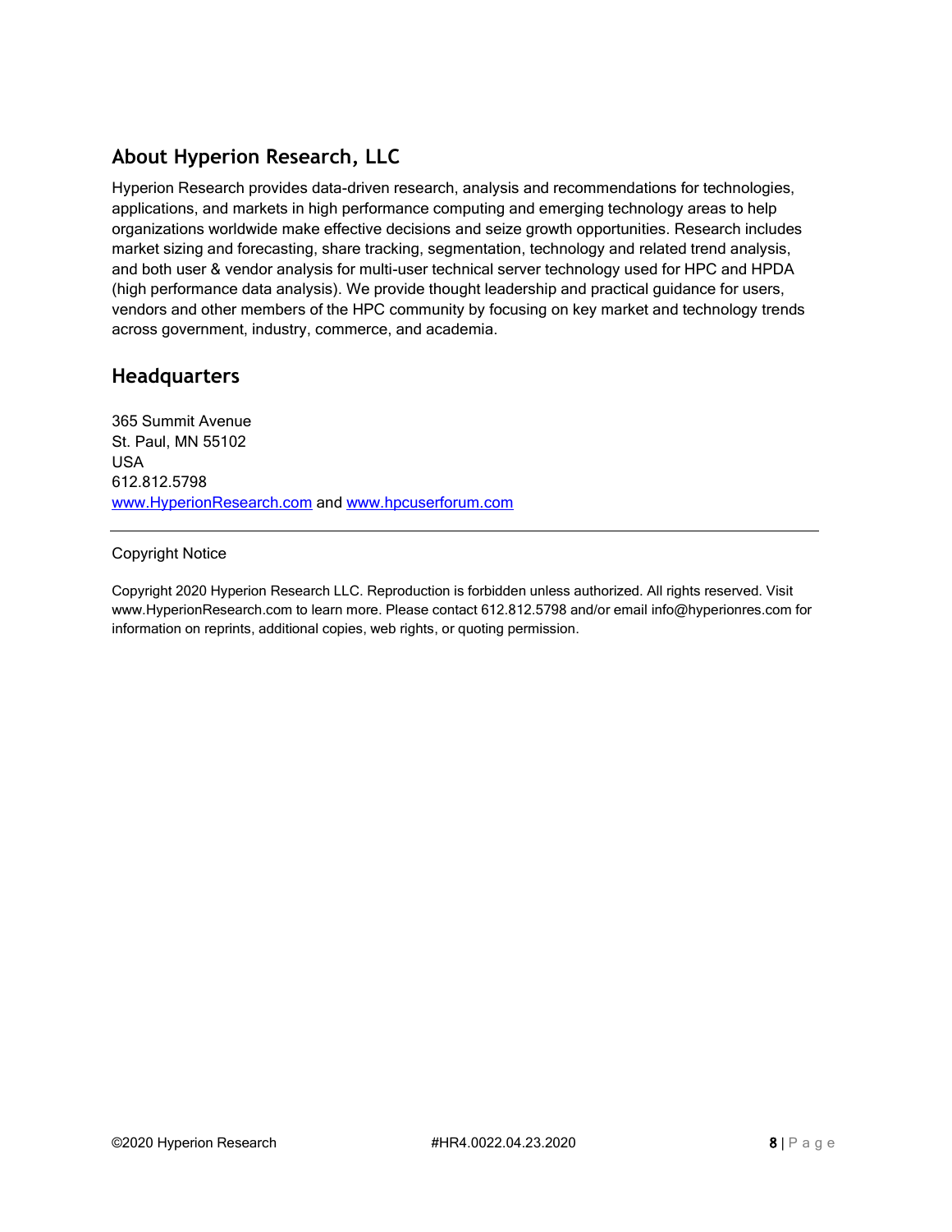## About Hyperion Research, LLC

Hyperion Research provides data-driven research, analysis and recommendations for technologies, applications, and markets in high performance computing and emerging technology areas to help organizations worldwide make effective decisions and seize growth opportunities. Research includes market sizing and forecasting, share tracking, segmentation, technology and related trend analysis, and both user & vendor analysis for multi-user technical server technology used for HPC and HPDA (high performance data analysis). We provide thought leadership and practical guidance for users, vendors and other members of the HPC community by focusing on key market and technology trends across government, industry, commerce, and academia.

## Headquarters

365 Summit Avenue
St. Paul, MN 55102
USA
612.812.5798
www.HyperionResearch.com and www.hpcuserforum.com

---

Copyright Notice

Copyright 2020 Hyperion Research LLC. Reproduction is forbidden unless authorized. All rights reserved. Visit www.HyperionResearch.com to learn more. Please contact 612.812.5798 and/or email info@hyperionres.com for information on reprints, additional copies, web rights, or quoting permission.